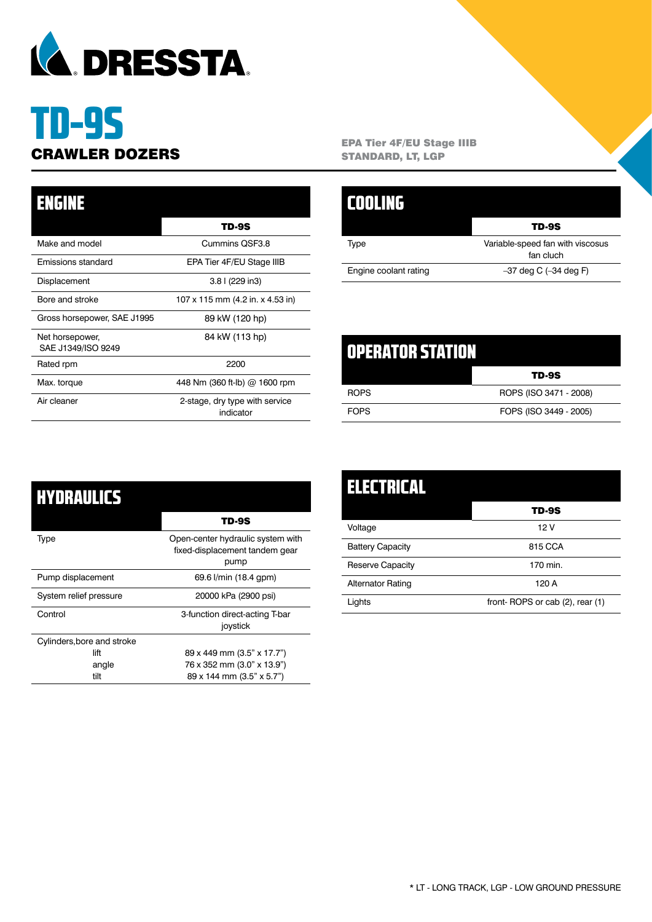DRESSTA

# TD-9S

## CRAWLER DOZERS

**EPA Tier 4F/EU Stage IIIB**
**STANDARD, LT, LGP**

## ENGINE

| | TD-9S |
|---|---|
| Make and model | Cummins QSF3.8 |
| Emissions standard | EPA Tier 4F/EU Stage IIIB |
| Displacement | 3.8 l (229 in3) |
| Bore and stroke | 107 x 115 mm (4.2 in. x 4.53 in) |
| Gross horsepower, SAE J1995 | 89 kW (120 hp) |
| Net horsepower, SAE J1349/ISO 9249 | 84 kW (113 hp) |
| Rated rpm | 2200 |
| Max. torque | 448 Nm (360 ft-lb) @ 1600 rpm |
| Air cleaner | 2-stage, dry type with service indicator |

## COOLING

| | TD-9S |
|---|---|
| Type | Variable-speed fan with viscosus fan cluch |
| Engine coolant rating | –37 deg C (–34 deg F) |

## OPERATOR STATION

| | TD-9S |
|---|---|
| ROPS | ROPS (ISO 3471 - 2008) |
| FOPS | FOPS (ISO 3449 - 2005) |

## HYDRAULICS

| | TD-9S |
|---|---|
| Type | Open-center hydraulic system with fixed-displacement tandem gear pump |
| Pump displacement | 69.6 l/min (18.4 gpm) |
| System relief pressure | 20000 kPa (2900 psi) |
| Control | 3-function direct-acting T-bar joystick |
| Cylinders,bore and stroke | |
| lift | 89 x 449 mm (3.5" x 17.7") |
| angle | 76 x 352 mm (3.0" x 13.9") |
| tilt | 89 x 144 mm (3.5" x 5.7") |

## ELECTRICAL

| | TD-9S |
|---|---|
| Voltage | 12 V |
| Battery Capacity | 815 CCA |
| Reserve Capacity | 170 min. |
| Alternator Rating | 120 A |
| Lights | front- ROPS or cab (2), rear (1) |

* LT - LONG TRACK, LGP - LOW GROUND PRESSURE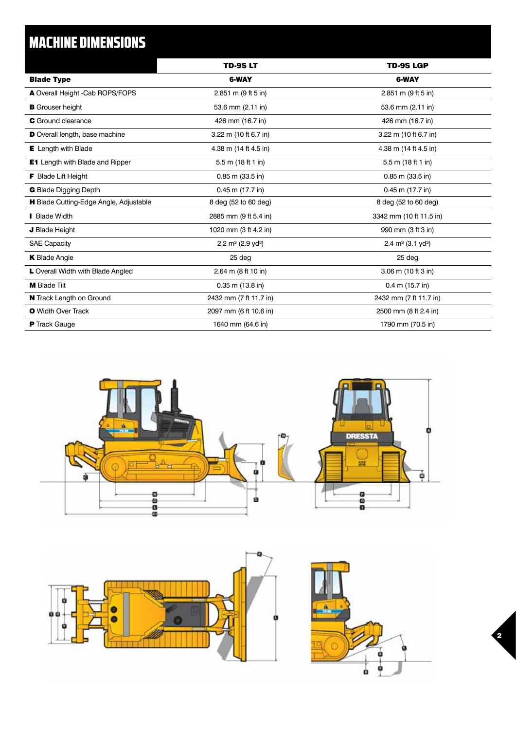# MACHINE DIMENSIONS

| | TD-9S LT | TD-9S LGP |
|---|---|---|
| **Blade Type** | **6-WAY** | **6-WAY** |
| **A** Overall Height -Cab ROPS/FOPS | 2.851 m (9 ft 5 in) | 2.851 m (9 ft 5 in) |
| **B** Grouser height | 53.6 mm (2.11 in) | 53.6 mm (2.11 in) |
| **C** Ground clearance | 426 mm (16.7 in) | 426 mm (16.7 in) |
| **D** Overall length, base machine | 3.22 m (10 ft 6.7 in) | 3.22 m (10 ft 6.7 in) |
| **E** Length with Blade | 4.38 m (14 ft 4.5 in) | 4.38 m (14 ft 4.5 in) |
| **E1** Length with Blade and Ripper | 5.5 m (18 ft 1 in) | 5.5 m (18 ft 1 in) |
| **F** Blade Lift Height | 0.85 m (33.5 in) | 0.85 m (33.5 in) |
| **G** Blade Digging Depth | 0.45 m (17.7 in) | 0.45 m (17.7 in) |
| **H** Blade Cutting-Edge Angle, Adjustable | 8 deg (52 to 60 deg) | 8 deg (52 to 60 deg) |
| **I** Blade Width | 2885 mm (9 ft 5.4 in) | 3342 mm (10 ft 11.5 in) |
| **J** Blade Height | 1020 mm (3 ft 4.2 in) | 990 mm (3 ft 3 in) |
| SAE Capacity | 2.2 m³ (2.9 yd³) | 2.4 m³ (3.1 yd³) |
| **K** Blade Angle | 25 deg | 25 deg |
| **L** Overall Width with Blade Angled | 2.64 m (8 ft 10 in) | 3.06 m (10 ft 3 in) |
| **M** Blade Tilt | 0.35 m (13.8 in) | 0.4 m (15.7 in) |
| **N** Track Length on Ground | 2432 mm (7 ft 11.7 in) | 2432 mm (7 ft 11.7 in) |
| **O** Width Over Track | 2097 mm (6 ft 10.6 in) | 2500 mm (8 ft 2.4 in) |
| **P** Track Gauge | 1640 mm (64.6 in) | 1790 mm (70.5 in) |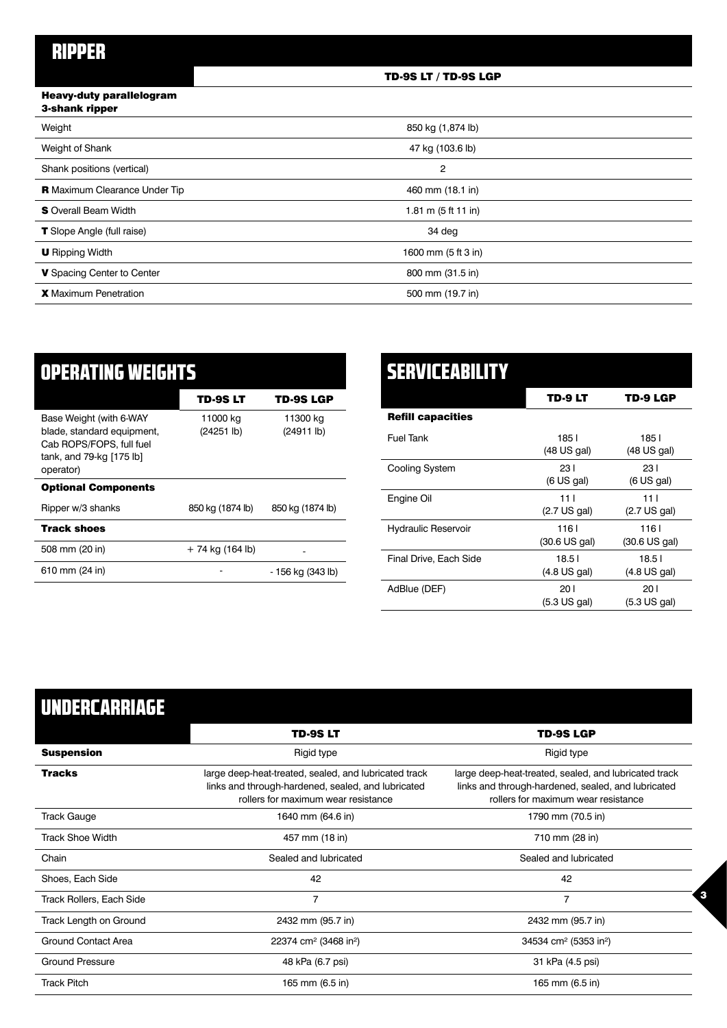# RIPPER

| | TD-9S LT / TD-9S LGP |
|---|---|
| **Heavy-duty parallelogram 3-shank ripper** | |
| Weight | 850 kg (1,874 lb) |
| Weight of Shank | 47 kg (103.6 lb) |
| Shank positions (vertical) | 2 |
| **R** Maximum Clearance Under Tip | 460 mm (18.1 in) |
| **S** Overall Beam Width | 1.81 m (5 ft 11 in) |
| **T** Slope Angle (full raise) | 34 deg |
| **U** Ripping Width | 1600 mm (5 ft 3 in) |
| **V** Spacing Center to Center | 800 mm (31.5 in) |
| **X** Maximum Penetration | 500 mm (19.7 in) |

# OPERATING WEIGHTS

| | TD-9S LT | TD-9S LGP |
|---|---|---|
| Base Weight (with 6-WAY blade, standard equipment, Cab ROPS/FOPS, full fuel tank, and 79-kg [175 lb] operator) | 11000 kg (24251 lb) | 11300 kg (24911 lb) |
| **Optional Components** | | |
| Ripper w/3 shanks | 850 kg (1874 lb) | 850 kg (1874 lb) |
| **Track shoes** | | |
| 508 mm (20 in) | + 74 kg (164 lb) | - |
| 610 mm (24 in) | - | - 156 kg (343 lb) |

# SERVICEABILITY

| | TD-9 LT | TD-9 LGP |
|---|---|---|
| **Refill capacities** | | |
| Fuel Tank | 185 l (48 US gal) | 185 l (48 US gal) |
| Cooling System | 23 l (6 US gal) | 23 l (6 US gal) |
| Engine Oil | 11 l (2.7 US gal) | 11 l (2.7 US gal) |
| Hydraulic Reservoir | 116 l (30.6 US gal) | 116 l (30.6 US gal) |
| Final Drive, Each Side | 18.5 l (4.8 US gal) | 18.5 l (4.8 US gal) |
| AdBlue (DEF) | 20 l (5.3 US gal) | 20 l (5.3 US gal) |

# UNDERCARRIAGE

| | TD-9S LT | TD-9S LGP |
|---|---|---|
| **Suspension** | Rigid type | Rigid type |
| **Tracks** | large deep-heat-treated, sealed, and lubricated track links and through-hardened, sealed, and lubricated rollers for maximum wear resistance | large deep-heat-treated, sealed, and lubricated track links and through-hardened, sealed, and lubricated rollers for maximum wear resistance |
| Track Gauge | 1640 mm (64.6 in) | 1790 mm (70.5 in) |
| Track Shoe Width | 457 mm (18 in) | 710 mm (28 in) |
| Chain | Sealed and lubricated | Sealed and lubricated |
| Shoes, Each Side | 42 | 42 |
| Track Rollers, Each Side | 7 | 7 |
| Track Length on Ground | 2432 mm (95.7 in) | 2432 mm (95.7 in) |
| Ground Contact Area | 22374 cm$^2$ (3468 in$^2$) | 34534 cm$^2$ (5353 in$^2$) |
| Ground Pressure | 48 kPa (6.7 psi) | 31 kPa (4.5 psi) |
| Track Pitch | 165 mm (6.5 in) | 165 mm (6.5 in) |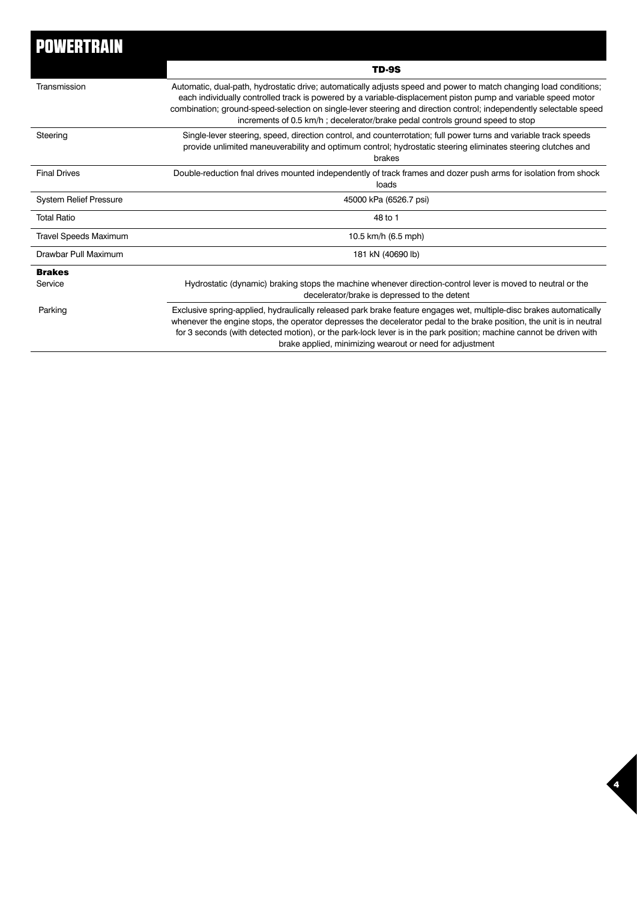# POWERTRAIN

| | TD-9S |
|---|---|
| Transmission | Automatic, dual-path, hydrostatic drive; automatically adjusts speed and power to match changing load conditions; each individually controlled track is powered by a variable-displacement piston pump and variable speed motor combination; ground-speed-selection on single-lever steering and direction control; independently selectable speed increments of 0.5 km/h ; decelerator/brake pedal controls ground speed to stop |
| Steering | Single-lever steering, speed, direction control, and counterrotation; full power turns and variable track speeds provide unlimited maneuverability and optimum control; hydrostatic steering eliminates steering clutches and brakes |
| Final Drives | Double-reduction fnal drives mounted independently of track frames and dozer push arms for isolation from shock loads |
| System Relief Pressure | 45000 kPa (6526.7 psi) |
| Total Ratio | 48 to 1 |
| Travel Speeds Maximum | 10.5 km/h (6.5 mph) |
| Drawbar Pull Maximum | 181 kN (40690 lb) |
| **Brakes** | |
| Service | Hydrostatic (dynamic) braking stops the machine whenever direction-control lever is moved to neutral or the decelerator/brake is depressed to the detent |
| Parking | Exclusive spring-applied, hydraulically released park brake feature engages wet, multiple-disc brakes automatically whenever the engine stops, the operator depresses the decelerator pedal to the brake position, the unit is in neutral for 3 seconds (with detected motion), or the park-lock lever is in the park position; machine cannot be driven with brake applied, minimizing wearout or need for adjustment |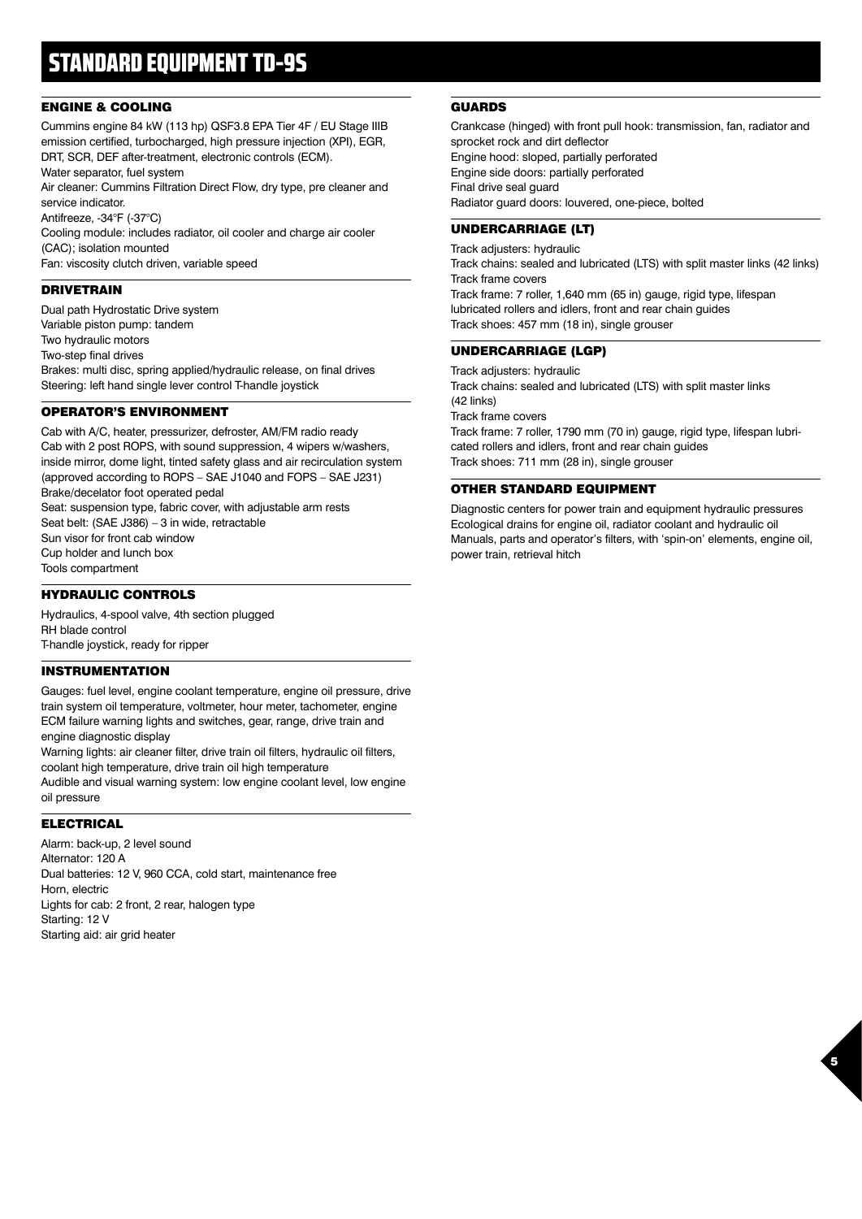# STANDARD EQUIPMENT TD-9S

## ENGINE & COOLING

Cummins engine 84 kW (113 hp) QSF3.8 EPA Tier 4F / EU Stage IIIB emission certified, turbocharged, high pressure injection (XPI), EGR, DRT, SCR, DEF after-treatment, electronic controls (ECM).
Water separator, fuel system
Air cleaner: Cummins Filtration Direct Flow, dry type, pre cleaner and service indicator.
Antifreeze, -34°F (-37°C)
Cooling module: includes radiator, oil cooler and charge air cooler (CAC); isolation mounted
Fan: viscosity clutch driven, variable speed

## DRIVETRAIN

Dual path Hydrostatic Drive system
Variable piston pump: tandem
Two hydraulic motors
Two-step final drives
Brakes: multi disc, spring applied/hydraulic release, on final drives
Steering: left hand single lever control T-handle joystick

## OPERATOR'S ENVIRONMENT

Cab with A/C, heater, pressurizer, defroster, AM/FM radio ready
Cab with 2 post ROPS, with sound suppression, 4 wipers w/washers, inside mirror, dome light, tinted safety glass and air recirculation system (approved according to ROPS – SAE J1040 and FOPS – SAE J231)
Brake/decelator foot operated pedal
Seat: suspension type, fabric cover, with adjustable arm rests
Seat belt: (SAE J386) – 3 in wide, retractable
Sun visor for front cab window
Cup holder and lunch box
Tools compartment

## HYDRAULIC CONTROLS

Hydraulics, 4-spool valve, 4th section plugged
RH blade control
T-handle joystick, ready for ripper

## INSTRUMENTATION

Gauges: fuel level, engine coolant temperature, engine oil pressure, drive train system oil temperature, voltmeter, hour meter, tachometer, engine ECM failure warning lights and switches, gear, range, drive train and engine diagnostic display
Warning lights: air cleaner filter, drive train oil filters, hydraulic oil filters, coolant high temperature, drive train oil high temperature
Audible and visual warning system: low engine coolant level, low engine oil pressure

## ELECTRICAL

Alarm: back-up, 2 level sound
Alternator: 120 A
Dual batteries: 12 V, 960 CCA, cold start, maintenance free
Horn, electric
Lights for cab: 2 front, 2 rear, halogen type
Starting: 12 V
Starting aid: air grid heater

## GUARDS

Crankcase (hinged) with front pull hook: transmission, fan, radiator and sprocket rock and dirt deflector
Engine hood: sloped, partially perforated
Engine side doors: partially perforated
Final drive seal guard
Radiator guard doors: louvered, one-piece, bolted

## UNDERCARRIAGE (LT)

Track adjusters: hydraulic
Track chains: sealed and lubricated (LTS) with split master links (42 links)
Track frame covers
Track frame: 7 roller, 1,640 mm (65 in) gauge, rigid type, lifespan lubricated rollers and idlers, front and rear chain guides
Track shoes: 457 mm (18 in), single grouser

## UNDERCARRIAGE (LGP)

Track adjusters: hydraulic
Track chains: sealed and lubricated (LTS) with split master links (42 links)
Track frame covers
Track frame: 7 roller, 1790 mm (70 in) gauge, rigid type, lifespan lubricated rollers and idlers, front and rear chain guides
Track shoes: 711 mm (28 in), single grouser

## OTHER STANDARD EQUIPMENT

Diagnostic centers for power train and equipment hydraulic pressures
Ecological drains for engine oil, radiator coolant and hydraulic oil
Manuals, parts and operator's filters, with 'spin-on' elements, engine oil, power train, retrieval hitch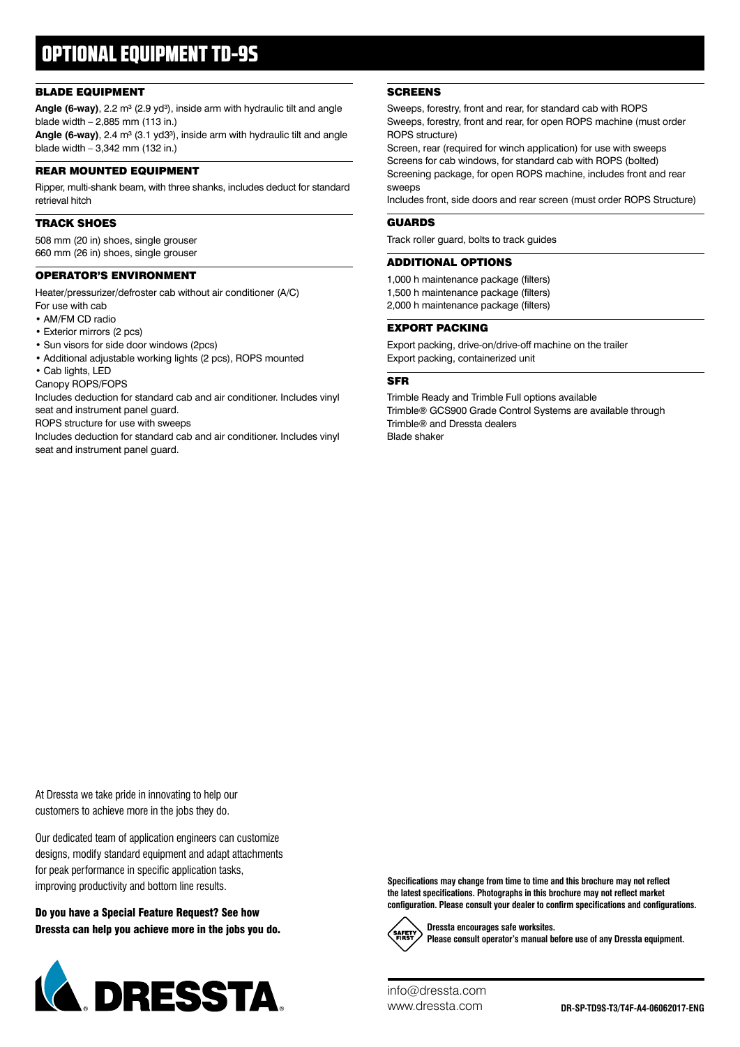# OPTIONAL EQUIPMENT TD-9S

## BLADE EQUIPMENT

**Angle (6-way)**, 2.2 m³ (2.9 yd³), inside arm with hydraulic tilt and angle blade width – 2,885 mm (113 in.)

**Angle (6-way)**, 2.4 m³ (3.1 yd3³), inside arm with hydraulic tilt and angle blade width – 3,342 mm (132 in.)

## REAR MOUNTED EQUIPMENT

Ripper, multi-shank beam, with three shanks, includes deduct for standard retrieval hitch

## TRACK SHOES

508 mm (20 in) shoes, single grouser
660 mm (26 in) shoes, single grouser

## OPERATOR'S ENVIRONMENT

Heater/pressurizer/defroster cab without air conditioner (A/C)
For use with cab

- AM/FM CD radio
- Exterior mirrors (2 pcs)
- Sun visors for side door windows (2pcs)
- Additional adjustable working lights (2 pcs), ROPS mounted
- Cab lights, LED

Canopy ROPS/FOPS
Includes deduction for standard cab and air conditioner. Includes vinyl seat and instrument panel guard.
ROPS structure for use with sweeps
Includes deduction for standard cab and air conditioner. Includes vinyl seat and instrument panel guard.

## SCREENS

Sweeps, forestry, front and rear, for standard cab with ROPS
Sweeps, forestry, front and rear, for open ROPS machine (must order ROPS structure)
Screen, rear (required for winch application) for use with sweeps
Screens for cab windows, for standard cab with ROPS (bolted)
Screening package, for open ROPS machine, includes front and rear sweeps
Includes front, side doors and rear screen (must order ROPS Structure)

## GUARDS

Track roller guard, bolts to track guides

## ADDITIONAL OPTIONS

1,000 h maintenance package (filters)
1,500 h maintenance package (filters)
2,000 h maintenance package (filters)

## EXPORT PACKING

Export packing, drive-on/drive-off machine on the trailer
Export packing, containerized unit

## SFR

Trimble Ready and Trimble Full options available
Trimble® GCS900 Grade Control Systems are available through Trimble® and Dressta dealers
Blade shaker

At Dressta we take pride in innovating to help our customers to achieve more in the jobs they do.

Our dedicated team of application engineers can customize designs, modify standard equipment and adapt attachments for peak performance in specific application tasks, improving productivity and bottom line results.

**Do you have a Special Feature Request? See how Dressta can help you achieve more in the jobs you do.**

DRESSTA®

**Specifications may change from time to time and this brochure may not reflect the latest specifications. Photographs in this brochure may not reflect market configuration. Please consult your dealer to confirm specifications and configurations.**

SAFETY FIRST

**Dressta encourages safe worksites.**
**Please consult operator's manual before use of any Dressta equipment.**

info@dressta.com
www.dressta.com

**DR-SP-TD9S-T3/T4F-A4-06062017-ENG**